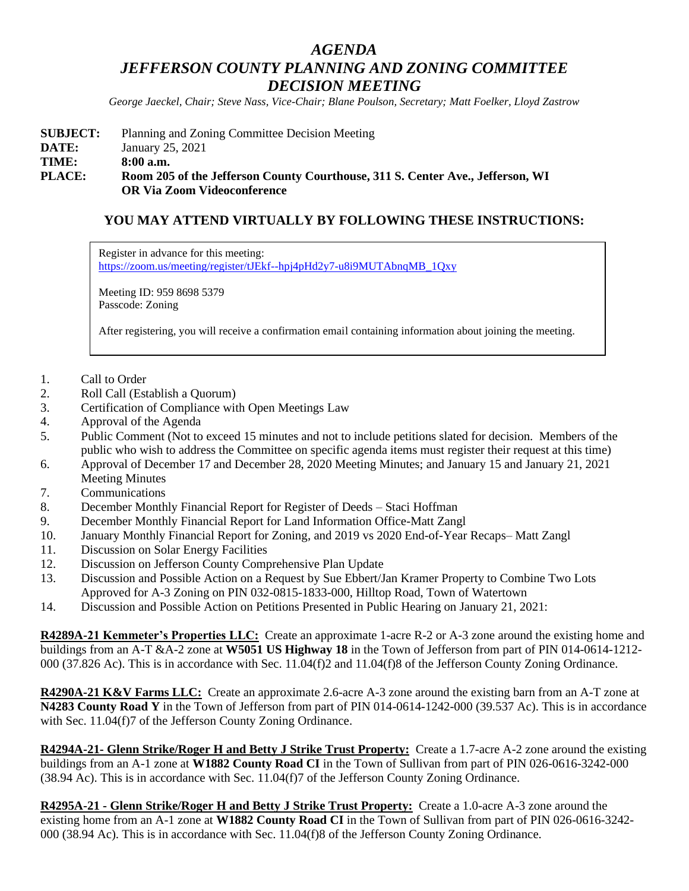# *AGENDA*
# *JEFFERSON COUNTY PLANNING AND ZONING COMMITTEE*
# *DECISION MEETING*

*George Jaeckel, Chair; Steve Nass, Vice-Chair; Blane Poulson, Secretary; Matt Foelker, Lloyd Zastrow*

**SUBJECT:** Planning and Zoning Committee Decision Meeting
**DATE:** January 25, 2021
**TIME:** **8:00 a.m.**
**PLACE:** **Room 205 of the Jefferson County Courthouse, 311 S. Center Ave., Jefferson, WI OR Via Zoom Videoconference**

## YOU MAY ATTEND VIRTUALLY BY FOLLOWING THESE INSTRUCTIONS:

Register in advance for this meeting:
https://zoom.us/meeting/register/tJEkf--hpj4pHd2y7-u8i9MUTAbnqMB_1Qxy

Meeting ID: 959 8698 5379
Passcode: Zoning

After registering, you will receive a confirmation email containing information about joining the meeting.

1. Call to Order
2. Roll Call (Establish a Quorum)
3. Certification of Compliance with Open Meetings Law
4. Approval of the Agenda
5. Public Comment (Not to exceed 15 minutes and not to include petitions slated for decision. Members of the public who wish to address the Committee on specific agenda items must register their request at this time)
6. Approval of December 17 and December 28, 2020 Meeting Minutes; and January 15 and January 21, 2021 Meeting Minutes
7. Communications
8. December Monthly Financial Report for Register of Deeds – Staci Hoffman
9. December Monthly Financial Report for Land Information Office-Matt Zangl
10. January Monthly Financial Report for Zoning, and 2019 vs 2020 End-of-Year Recaps– Matt Zangl
11. Discussion on Solar Energy Facilities
12. Discussion on Jefferson County Comprehensive Plan Update
13. Discussion and Possible Action on a Request by Sue Ebbert/Jan Kramer Property to Combine Two Lots Approved for A-3 Zoning on PIN 032-0815-1833-000, Hilltop Road, Town of Watertown
14. Discussion and Possible Action on Petitions Presented in Public Hearing on January 21, 2021:

**R4289A-21 Kemmeter's Properties LLC:** Create an approximate 1-acre R-2 or A-3 zone around the existing home and buildings from an A-T &A-2 zone at **W5051 US Highway 18** in the Town of Jefferson from part of PIN 014-0614-1212-000 (37.826 Ac). This is in accordance with Sec. 11.04(f)2 and 11.04(f)8 of the Jefferson County Zoning Ordinance.

**R4290A-21 K&V Farms LLC:** Create an approximate 2.6-acre A-3 zone around the existing barn from an A-T zone at **N4283 County Road Y** in the Town of Jefferson from part of PIN 014-0614-1242-000 (39.537 Ac). This is in accordance with Sec. 11.04(f)7 of the Jefferson County Zoning Ordinance.

**R4294A-21- Glenn Strike/Roger H and Betty J Strike Trust Property:** Create a 1.7-acre A-2 zone around the existing buildings from an A-1 zone at **W1882 County Road CI** in the Town of Sullivan from part of PIN 026-0616-3242-000 (38.94 Ac). This is in accordance with Sec. 11.04(f)7 of the Jefferson County Zoning Ordinance.

**R4295A-21 - Glenn Strike/Roger H and Betty J Strike Trust Property:** Create a 1.0-acre A-3 zone around the existing home from an A-1 zone at **W1882 County Road CI** in the Town of Sullivan from part of PIN 026-0616-3242-000 (38.94 Ac). This is in accordance with Sec. 11.04(f)8 of the Jefferson County Zoning Ordinance.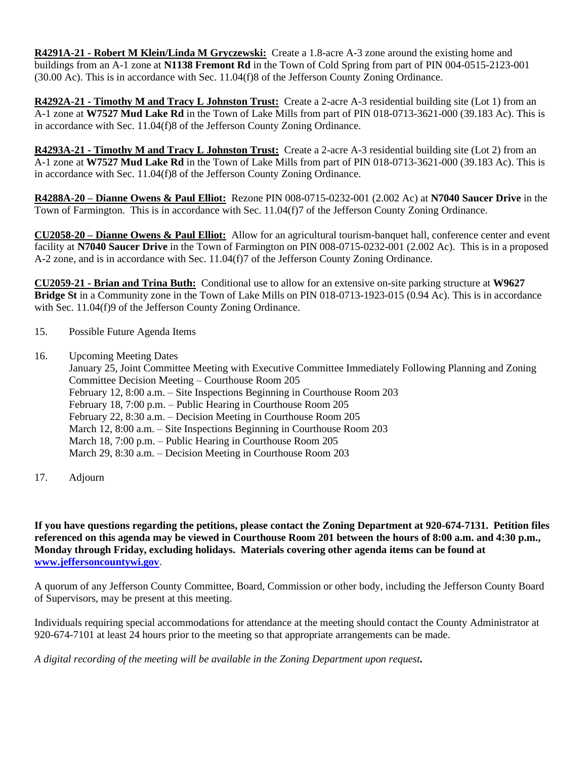**R4291A-21 - Robert M Klein/Linda M Gryczewski:** Create a 1.8-acre A-3 zone around the existing home and buildings from an A-1 zone at **N1138 Fremont Rd** in the Town of Cold Spring from part of PIN 004-0515-2123-001 (30.00 Ac). This is in accordance with Sec. 11.04(f)8 of the Jefferson County Zoning Ordinance.

**R4292A-21 - Timothy M and Tracy L Johnston Trust:** Create a 2-acre A-3 residential building site (Lot 1) from an A-1 zone at **W7527 Mud Lake Rd** in the Town of Lake Mills from part of PIN 018-0713-3621-000 (39.183 Ac). This is in accordance with Sec. 11.04(f)8 of the Jefferson County Zoning Ordinance.

**R4293A-21 - Timothy M and Tracy L Johnston Trust:** Create a 2-acre A-3 residential building site (Lot 2) from an A-1 zone at **W7527 Mud Lake Rd** in the Town of Lake Mills from part of PIN 018-0713-3621-000 (39.183 Ac). This is in accordance with Sec. 11.04(f)8 of the Jefferson County Zoning Ordinance.

**R4288A-20 – Dianne Owens & Paul Elliot:** Rezone PIN 008-0715-0232-001 (2.002 Ac) at **N7040 Saucer Drive** in the Town of Farmington. This is in accordance with Sec. 11.04(f)7 of the Jefferson County Zoning Ordinance.

**CU2058-20 – Dianne Owens & Paul Elliot:** Allow for an agricultural tourism-banquet hall, conference center and event facility at **N7040 Saucer Drive** in the Town of Farmington on PIN 008-0715-0232-001 (2.002 Ac). This is in a proposed A-2 zone, and is in accordance with Sec. 11.04(f)7 of the Jefferson County Zoning Ordinance.

**CU2059-21 - Brian and Trina Buth:** Conditional use to allow for an extensive on-site parking structure at **W9627 Bridge St** in a Community zone in the Town of Lake Mills on PIN 018-0713-1923-015 (0.94 Ac). This is in accordance with Sec. 11.04(f)9 of the Jefferson County Zoning Ordinance.

15. Possible Future Agenda Items

16. Upcoming Meeting Dates
    January 25, Joint Committee Meeting with Executive Committee Immediately Following Planning and Zoning Committee Decision Meeting – Courthouse Room 205
    February 12, 8:00 a.m. – Site Inspections Beginning in Courthouse Room 203
    February 18, 7:00 p.m. – Public Hearing in Courthouse Room 205
    February 22, 8:30 a.m. – Decision Meeting in Courthouse Room 205
    March 12, 8:00 a.m. – Site Inspections Beginning in Courthouse Room 203
    March 18, 7:00 p.m. – Public Hearing in Courthouse Room 205
    March 29, 8:30 a.m. – Decision Meeting in Courthouse Room 203

17. Adjourn

**If you have questions regarding the petitions, please contact the Zoning Department at 920-674-7131. Petition files referenced on this agenda may be viewed in Courthouse Room 201 between the hours of 8:00 a.m. and 4:30 p.m., Monday through Friday, excluding holidays. Materials covering other agenda items can be found at www.jeffersoncountywi.gov.**

A quorum of any Jefferson County Committee, Board, Commission or other body, including the Jefferson County Board of Supervisors, may be present at this meeting.

Individuals requiring special accommodations for attendance at the meeting should contact the County Administrator at 920-674-7101 at least 24 hours prior to the meeting so that appropriate arrangements can be made.

*A digital recording of the meeting will be available in the Zoning Department upon request.*